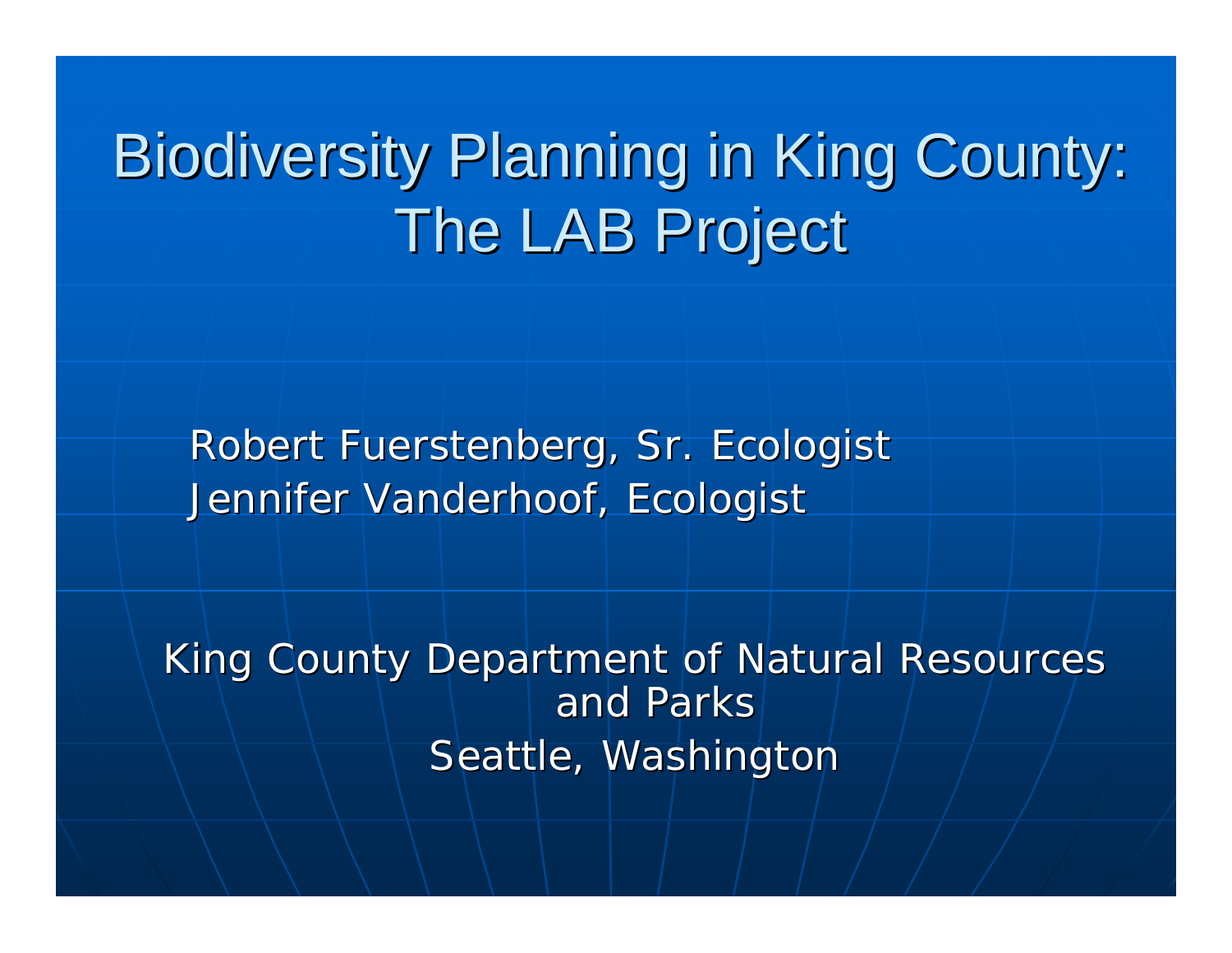# Biodiversity Planning in King County: The LAB Project

Robert Fuerstenberg, Sr. Ecologist
Jennifer Vanderhoof, Ecologist

King County Department of Natural Resources and Parks
Seattle, Washington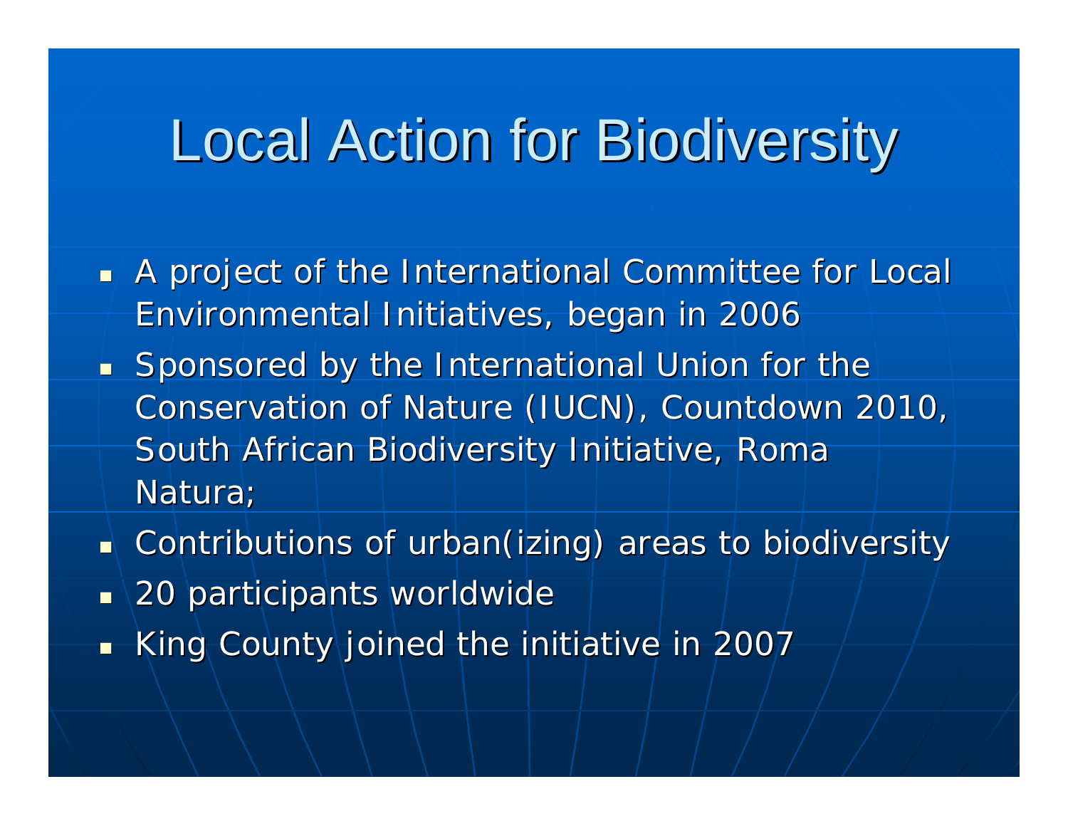# Local Action for Biodiversity

- A project of the International Committee for Local Environmental Initiatives, began in 2006
- Sponsored by the International Union for the Conservation of Nature (IUCN), Countdown 2010, South African Biodiversity Initiative, Roma Natura;
- Contributions of urban(izing) areas to biodiversity
- 20 participants worldwide
- King County joined the initiative in 2007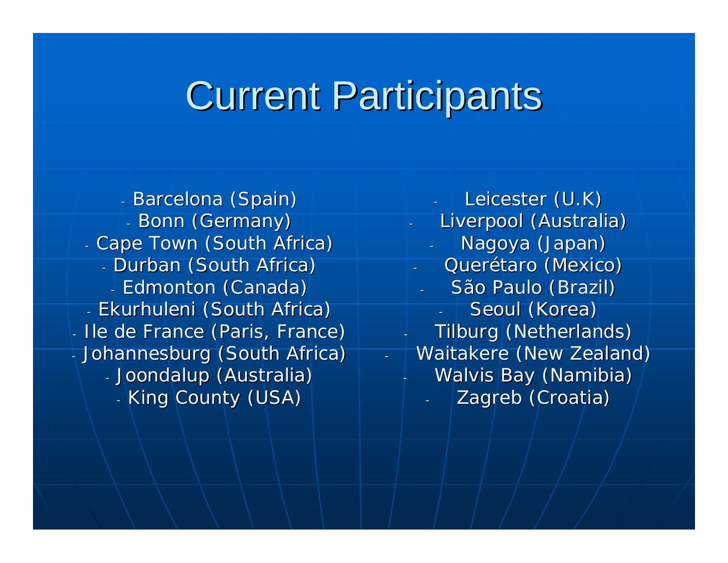# Current Participants

- Barcelona (Spain)
- Bonn (Germany)
- Cape Town (South Africa)
- Durban (South Africa)
- Edmonton (Canada)
- Ekurhuleni (South Africa)
- Ile de France (Paris, France)
- Johannesburg (South Africa)
- Joondalup (Australia)
- King County (USA)
- Leicester (U.K)
- Liverpool (Australia)
- Nagoya (Japan)
- Querétaro (Mexico)
- São Paulo (Brazil)
- Seoul (Korea)
- Tilburg (Netherlands)
- Waitakere (New Zealand)
- Walvis Bay (Namibia)
- Zagreb (Croatia)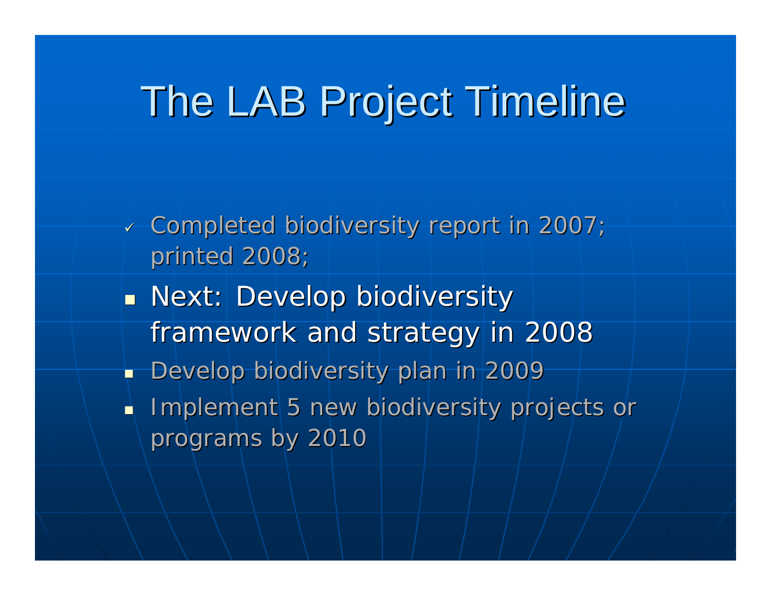# The LAB Project Timeline

- ✓ Completed biodiversity report in 2007; printed 2008;
- Next: Develop biodiversity framework and strategy in 2008
- Develop biodiversity plan in 2009
- Implement 5 new biodiversity projects or programs by 2010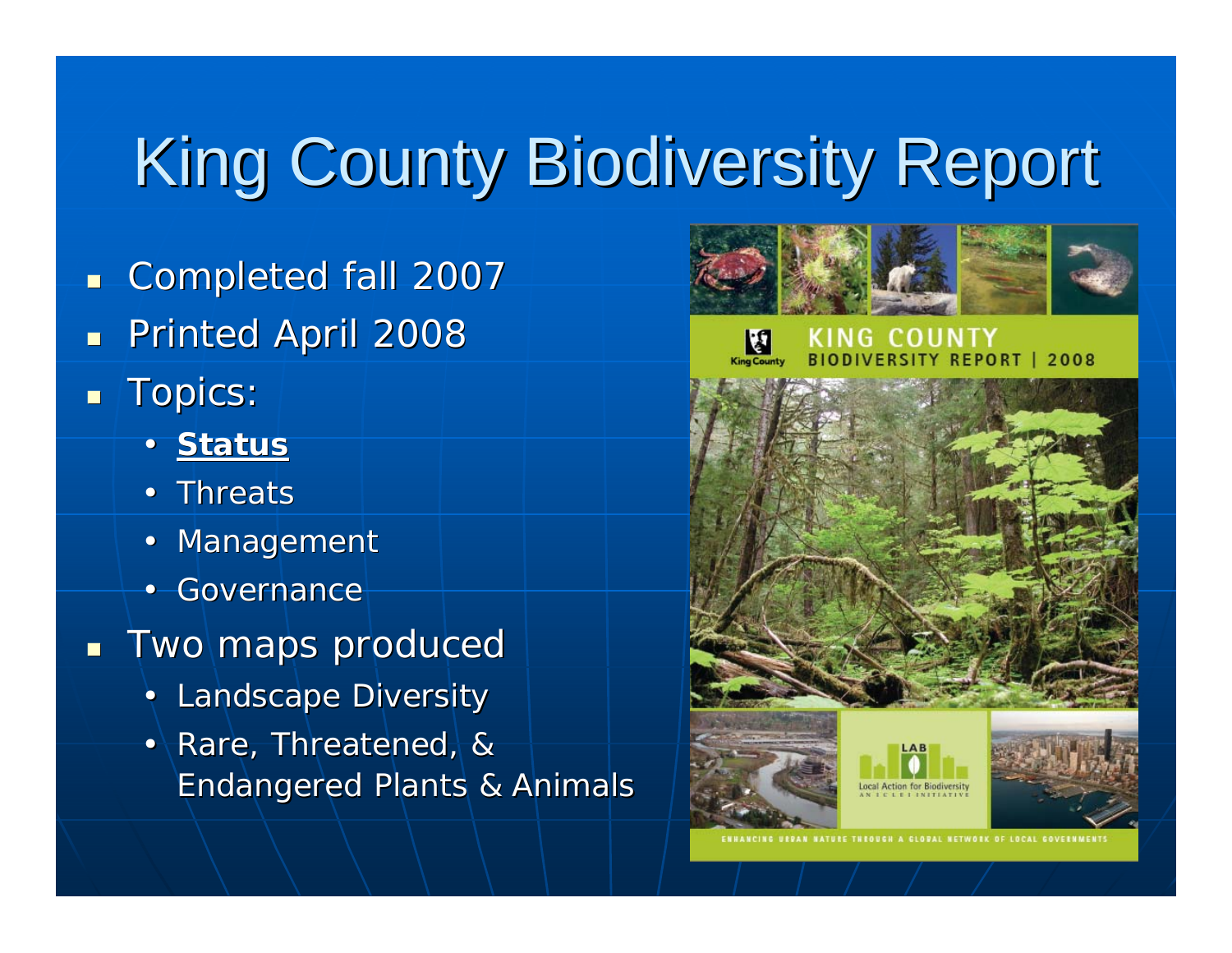# King County Biodiversity Report

- Completed fall 2007
- Printed April 2008
- Topics:
  - **Status**
  - Threats
  - Management
  - Governance
- Two maps produced
  - Landscape Diversity
  - Rare, Threatened, & Endangered Plants & Animals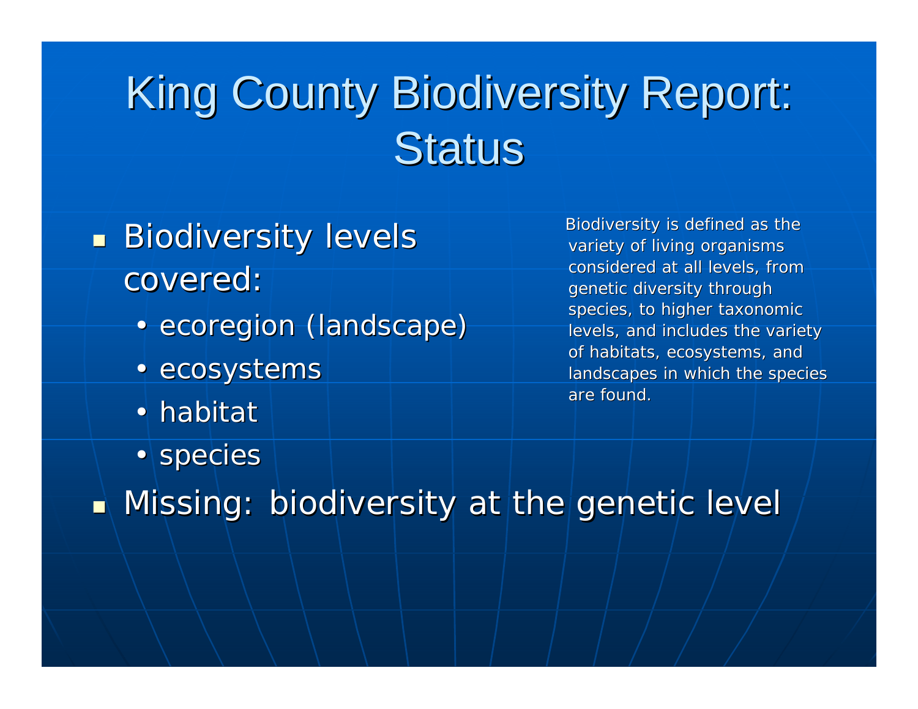# King County Biodiversity Report: Status

- Biodiversity levels covered:
  - ecoregion (landscape)
  - ecosystems
  - habitat
  - species
- Missing: biodiversity at the genetic level

Biodiversity is defined as the variety of living organisms considered at all levels, from genetic diversity through species, to higher taxonomic levels, and includes the variety of habitats, ecosystems, and landscapes in which the species are found.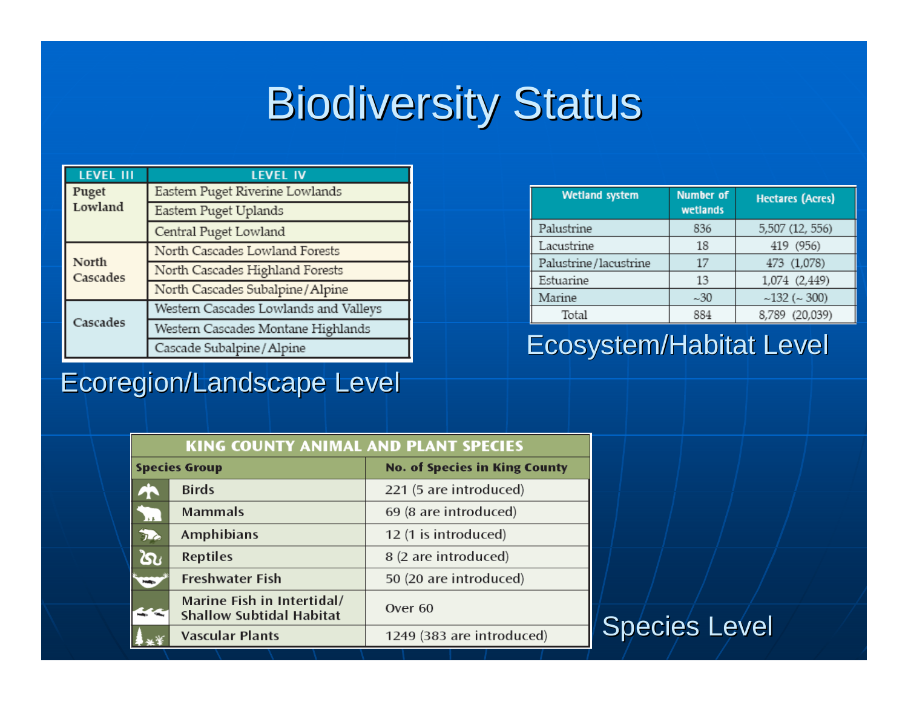# Biodiversity Status

| LEVEL III | LEVEL IV |
|---|---|
| Puget Lowland | Eastern Puget Riverine Lowlands |
| | Eastern Puget Uplands |
| | Central Puget Lowland |
| North Cascades | North Cascades Lowland Forests |
| | North Cascades Highland Forests |
| | North Cascades Subalpine/Alpine |
| Cascades | Western Cascades Lowlands and Valleys |
| | Western Cascades Montane Highlands |
| | Cascade Subalpine/Alpine |

Ecoregion/Landscape Level

| Wetland system | Number of wetlands | Hectares (Acres) |
|---|---|---|
| Palustrine | 836 | 5,507 (12, 556) |
| Lacustrine | 18 | 419 (956) |
| Palustrine/lacustrine | 17 | 473 (1,078) |
| Estuarine | 13 | 1,074 (2,449) |
| Marine | ~30 | ~132 (~ 300) |
| Total | 884 | 8,789 (20,039) |

Ecosystem/Habitat Level

| KING COUNTY ANIMAL AND PLANT SPECIES | |
|---|---|
| **Species Group** | **No. of Species in King County** |
| Birds | 221 (5 are introduced) |
| Mammals | 69 (8 are introduced) |
| Amphibians | 12 (1 is introduced) |
| Reptiles | 8 (2 are introduced) |
| Freshwater Fish | 50 (20 are introduced) |
| Marine Fish in Intertidal/ Shallow Subtidal Habitat | Over 60 |
| Vascular Plants | 1249 (383 are introduced) |

Species Level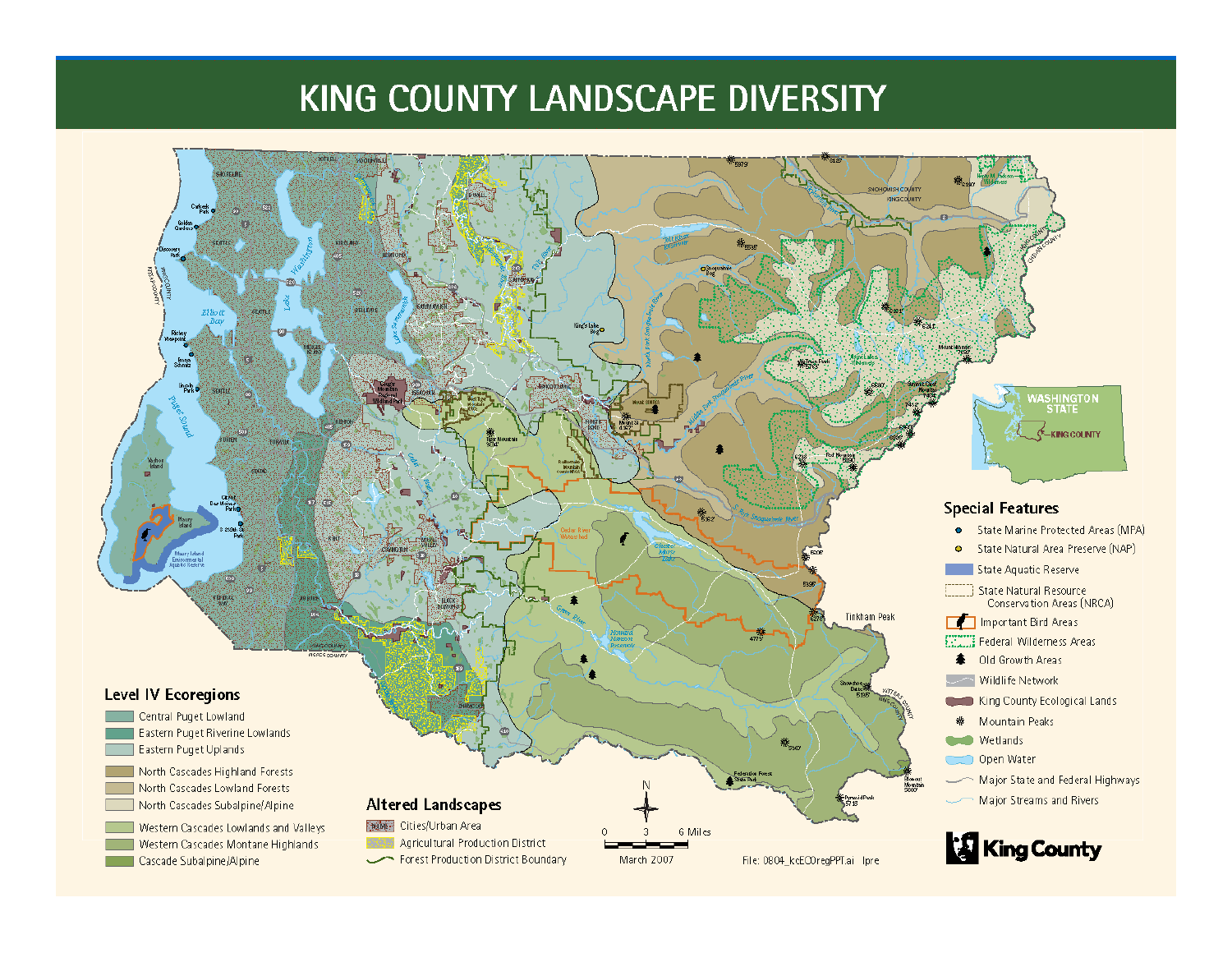# KING COUNTY LANDSCAPE DIVERSITY

## Level IV Ecoregions

- Central Puget Lowland
- Eastern Puget Riverine Lowlands
- Eastern Puget Uplands
- North Cascades Highland Forests
- North Cascades Lowland Forests
- North Cascades Subalpine/Alpine
- Western Cascades Lowlands and Valleys
- Western Cascades Montane Highlands
- Cascade Subalpine/Alpine

## Altered Landscapes

- Cities/Urban Area
- Agricultural Production District
- Forest Production District Boundary

## Special Features

- State Marine Protected Areas (MPA)
- State Natural Area Preserve (NAP)
- State Aquatic Reserve
- State Natural Resource Conservation Areas (NRCA)
- Important Bird Areas
- Federal Wilderness Areas
- Old Growth Areas
- Wildlife Network
- King County Ecological Lands
- Mountain Peaks
- Wetlands
- Open Water
- Major State and Federal Highways
- Major Streams and Rivers

0 3 6 Miles

March 2007

File: 0804_kcECOregPPT.ai lpre

King County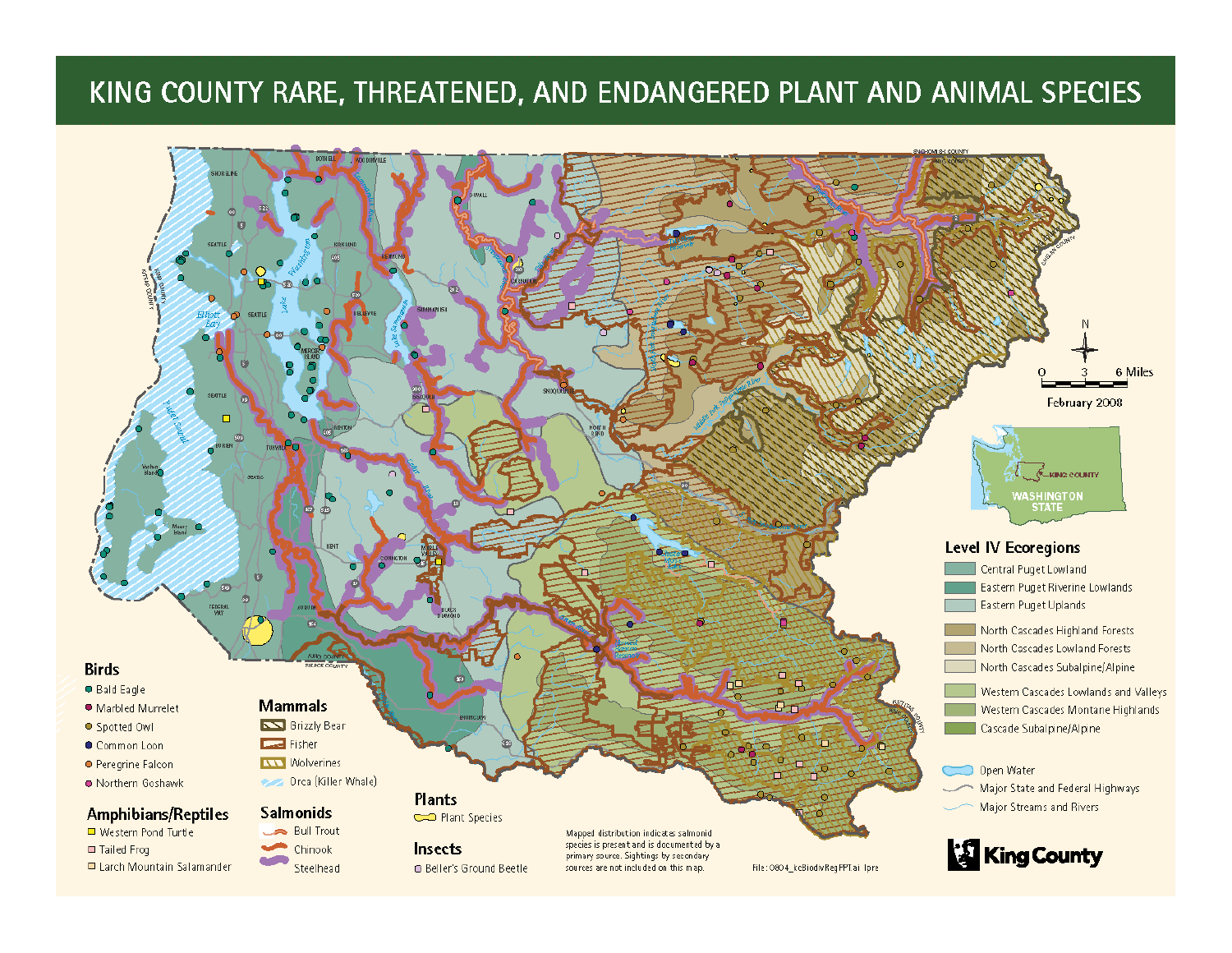# KING COUNTY RARE, THREATENED, AND ENDANGERED PLANT AND ANIMAL SPECIES

February 2008

0 3 6 Miles

## Birds

- Bald Eagle
- Marbled Murrelet
- Spotted Owl
- Common Loon
- Peregrine Falcon
- Northern Goshawk

## Amphibians/Reptiles

- Western Pond Turtle
- Tailed Frog
- Larch Mountain Salamander

## Mammals

- Grizzly Bear
- Fisher
- Wolverines
- Orca (Killer Whale)

## Salmonids

- Bull Trout
- Chinook
- Steelhead

## Plants

- Plant Species

## Insects

- Beller's Ground Beetle

Mapped distribution indicates salmonid species is present and is documented by a primary source. Sightings by secondary sources are not included on this map.

## Level IV Ecoregions

- Central Puget Lowland
- Eastern Puget Riverine Lowlands
- Eastern Puget Uplands
- North Cascades Highland Forests
- North Cascades Lowland Forests
- North Cascades Subalpine/Alpine
- Western Cascades Lowlands and Valleys
- Western Cascades Montane Highlands
- Cascade Subalpine/Alpine
- Open Water
- Major State and Federal Highways
- Major Streams and Rivers

File: 0804_kcBiodivRegFPT.ai lpre

King County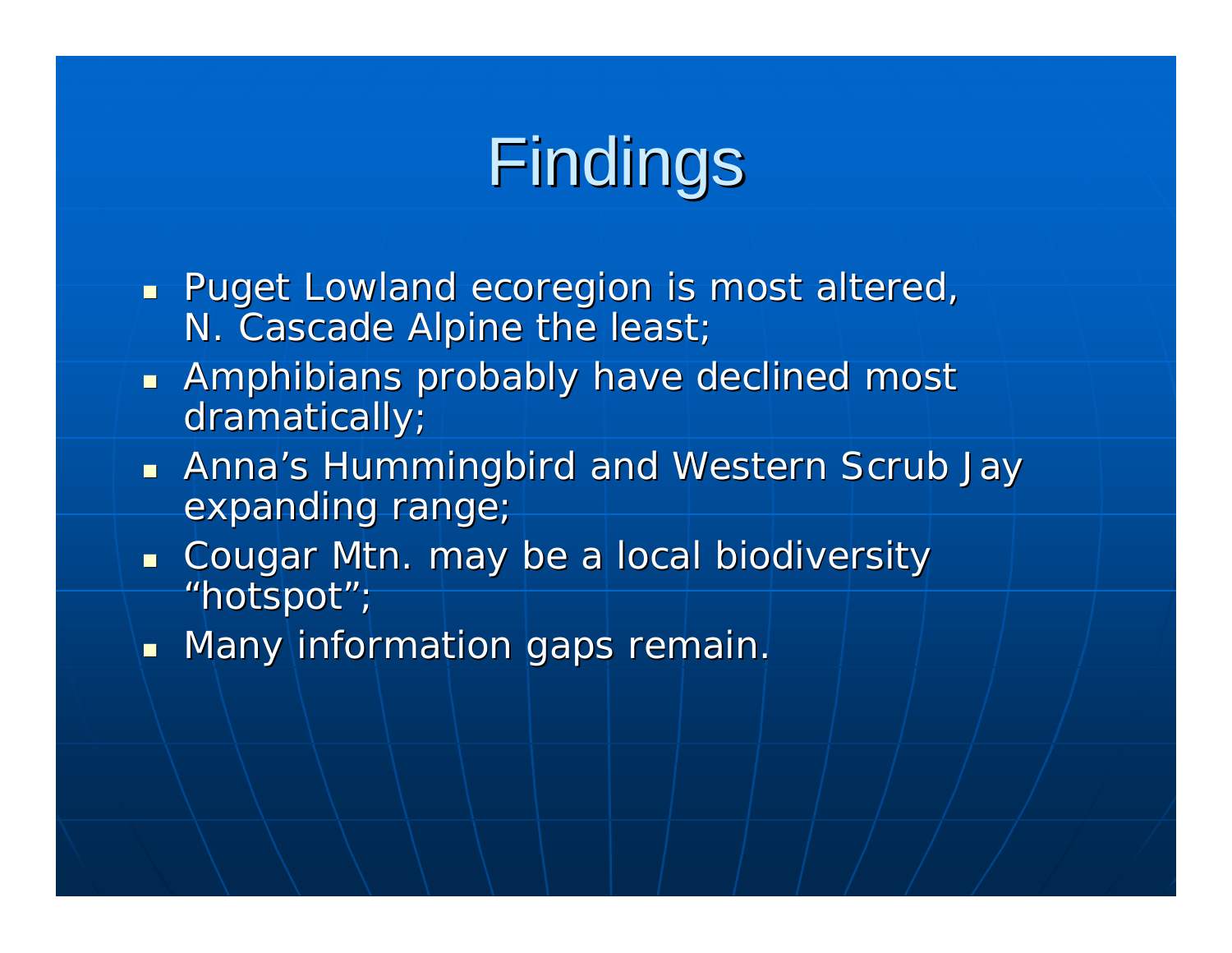# Findings

- Puget Lowland ecoregion is most altered, N. Cascade Alpine the least;
- Amphibians probably have declined most dramatically;
- Anna's Hummingbird and Western Scrub Jay expanding range;
- Cougar Mtn. may be a local biodiversity "hotspot";
- Many information gaps remain.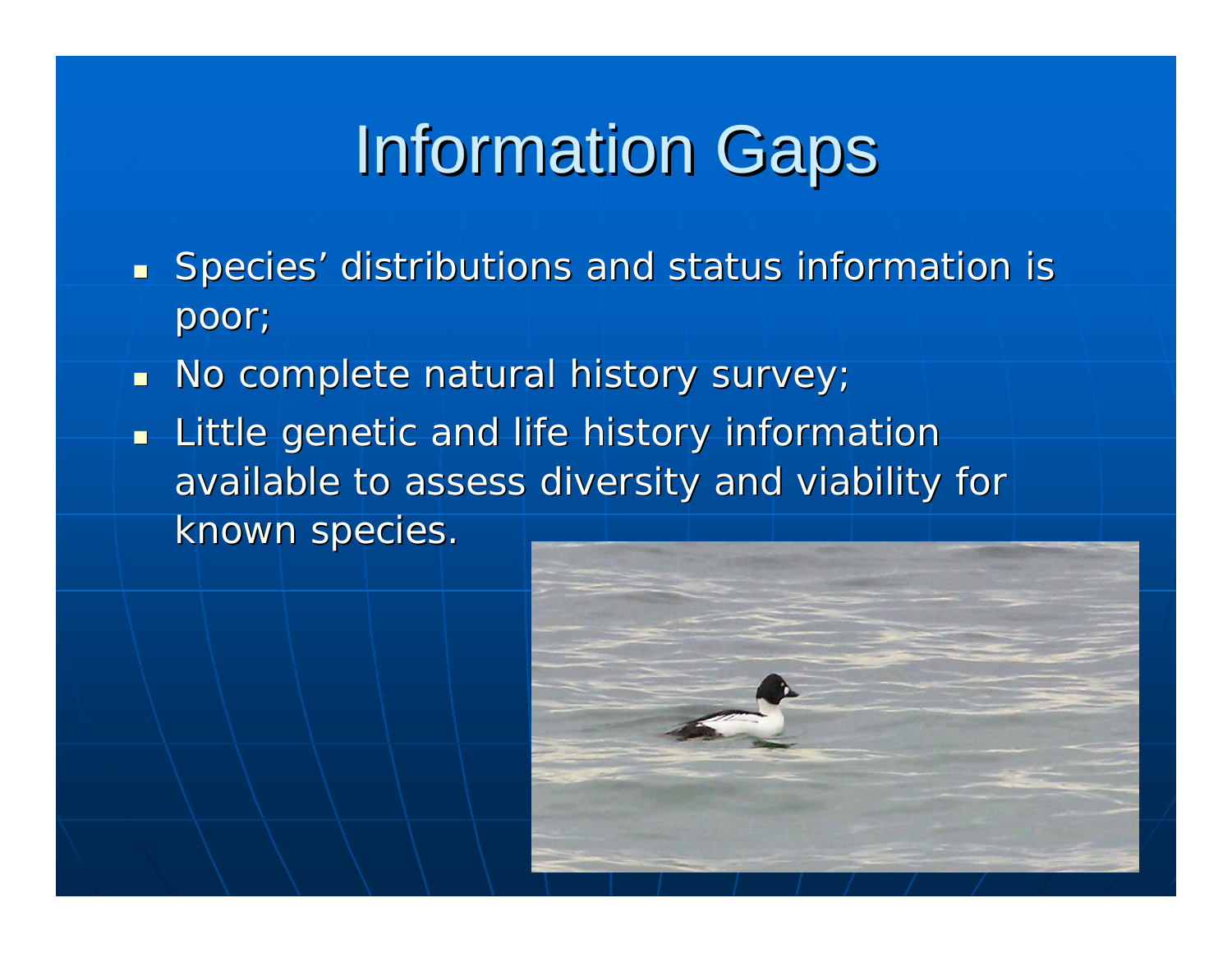# Information Gaps

- Species' distributions and status information is poor;
- No complete natural history survey;
- Little genetic and life history information available to assess diversity and viability for known species.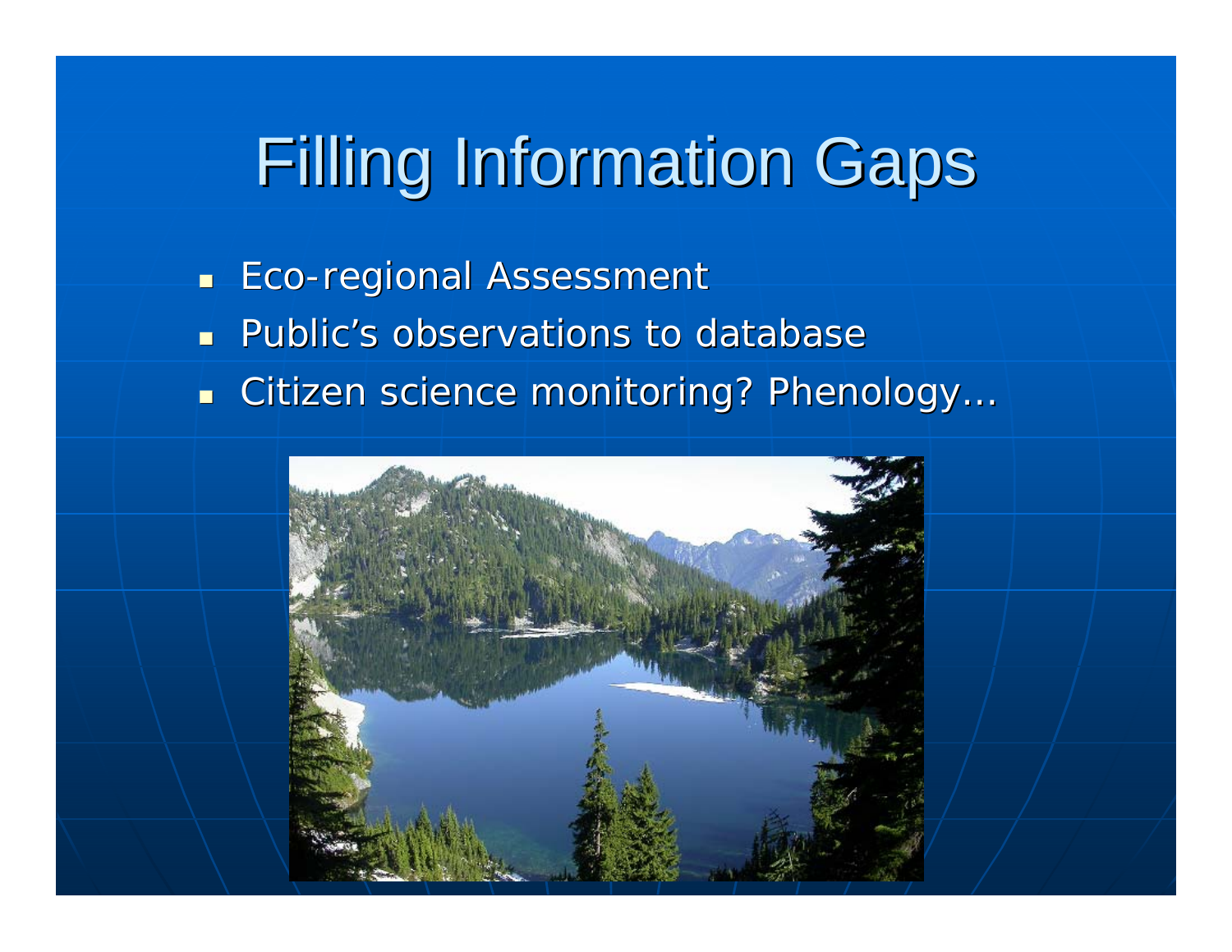# Filling Information Gaps

- Eco-regional Assessment
- Public's observations to database
- Citizen science monitoring? Phenology…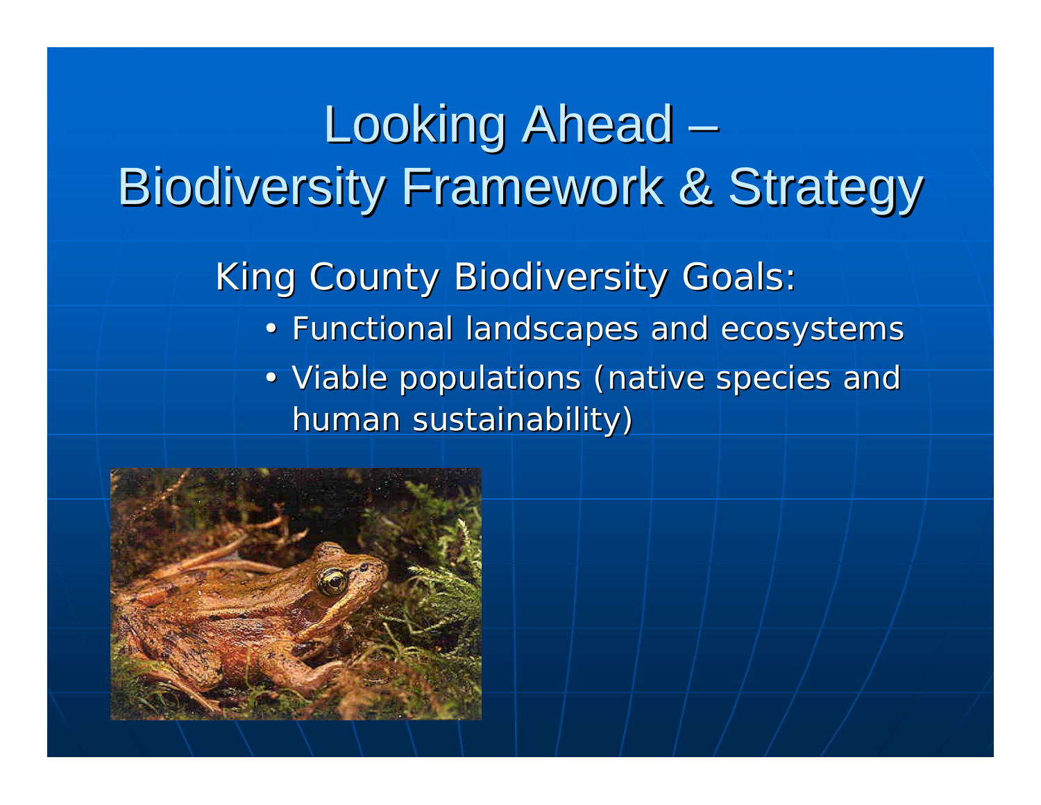# Looking Ahead – Biodiversity Framework & Strategy

King County Biodiversity Goals:

- Functional landscapes and ecosystems
- Viable populations (native species and human sustainability)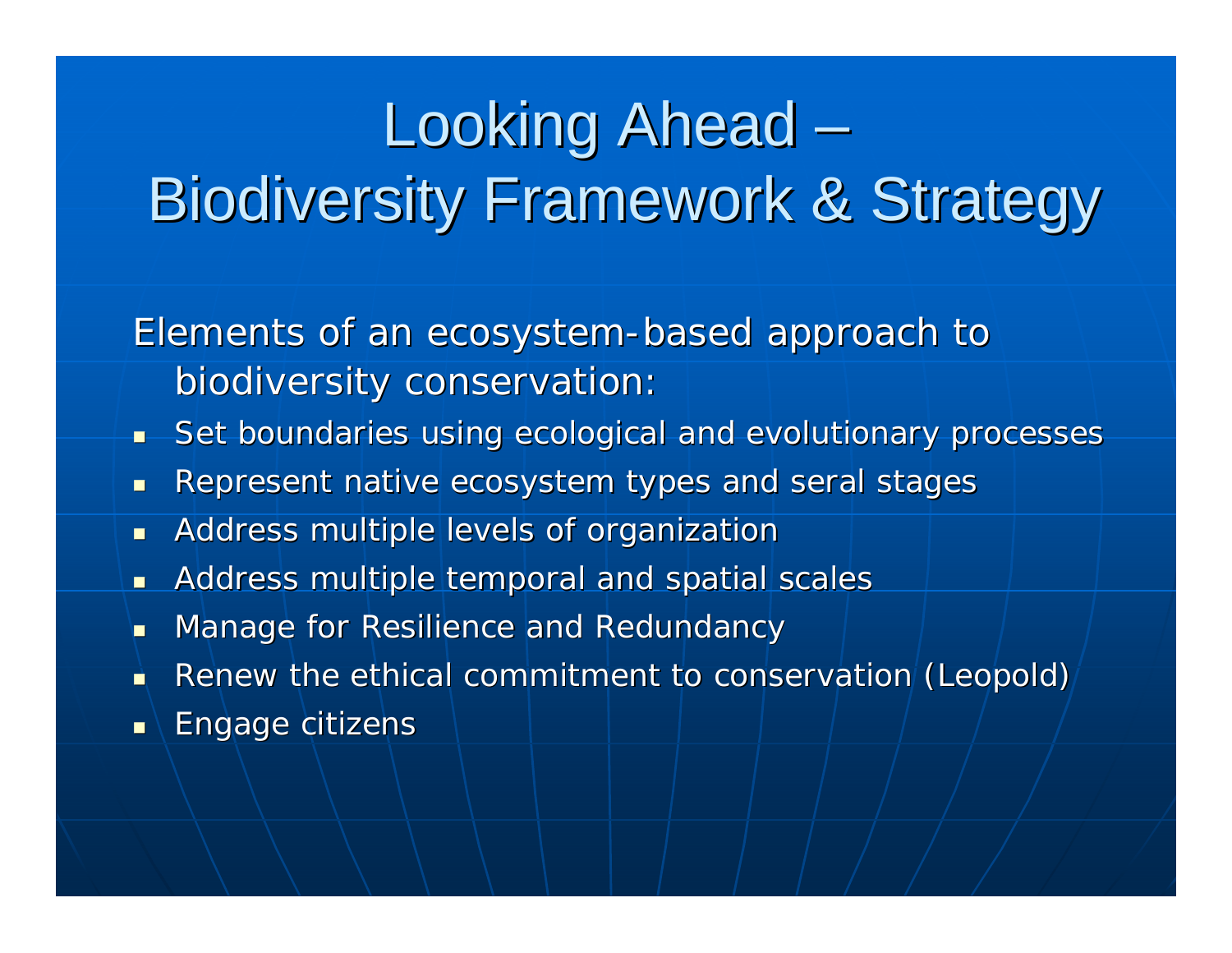# Looking Ahead – Biodiversity Framework & Strategy

Elements of an ecosystem-based approach to biodiversity conservation:

- Set boundaries using ecological and evolutionary processes
- Represent native ecosystem types and seral stages
- Address multiple levels of organization
- Address multiple temporal and spatial scales
- Manage for Resilience and Redundancy
- Renew the ethical commitment to conservation (Leopold)
- Engage citizens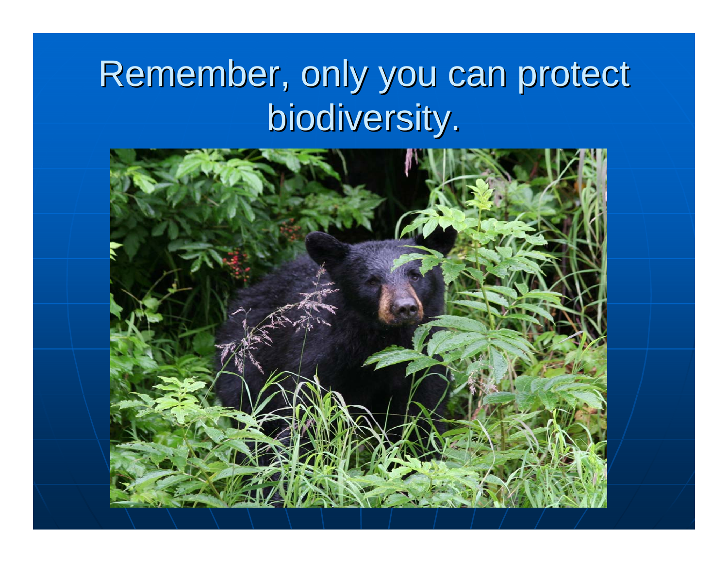# Remember, only you can protect biodiversity.